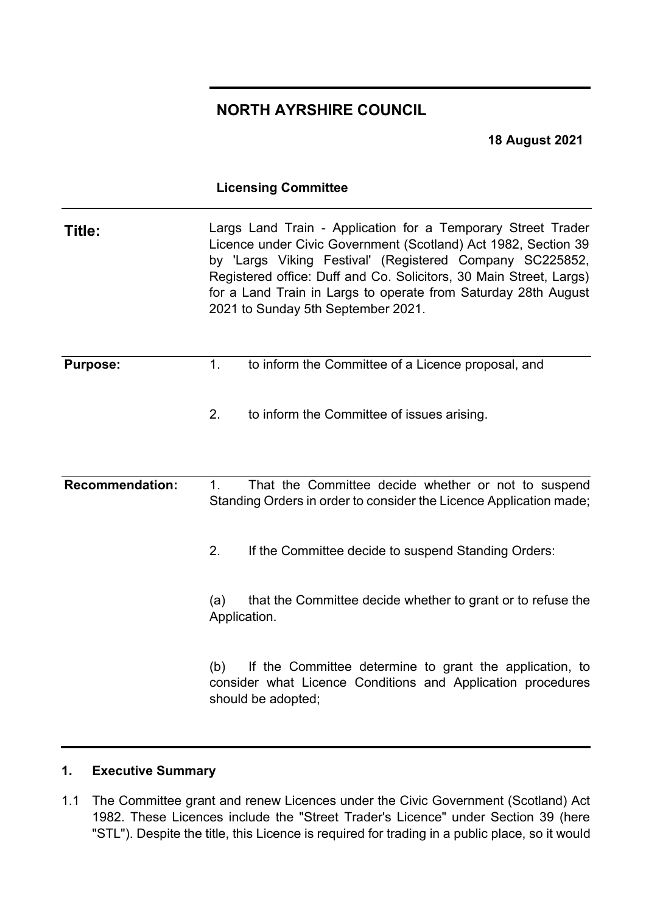# NORTH AYRSHIRE COUNCIL

**18 August 2021**

**Licensing Committee**

| | |
|---|---|
| **Title:** | Largs Land Train - Application for a Temporary Street Trader Licence under Civic Government (Scotland) Act 1982, Section 39 by 'Largs Viking Festival' (Registered Company SC225852, Registered office: Duff and Co. Solicitors, 30 Main Street, Largs) for a Land Train in Largs to operate from Saturday 28th August 2021 to Sunday 5th September 2021. |
| **Purpose:** | 1. to inform the Committee of a Licence proposal, and<br><br>2. to inform the Committee of issues arising. |
| **Recommendation:** | 1. That the Committee decide whether or not to suspend Standing Orders in order to consider the Licence Application made;<br><br>2. If the Committee decide to suspend Standing Orders:<br><br>(a) that the Committee decide whether to grant or to refuse the Application.<br><br>(b) If the Committee determine to grant the application, to consider what Licence Conditions and Application procedures should be adopted; |

## 1. Executive Summary

1.1 The Committee grant and renew Licences under the Civic Government (Scotland) Act 1982. These Licences include the "Street Trader's Licence" under Section 39 (here "STL"). Despite the title, this Licence is required for trading in a public place, so it would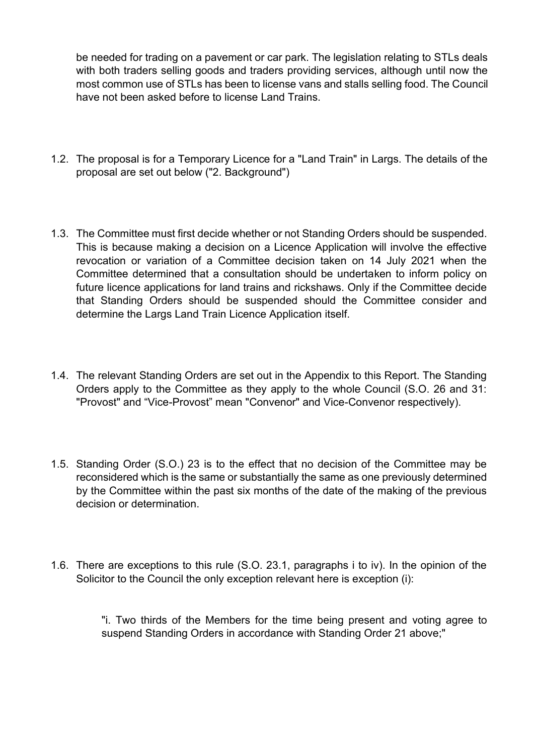be needed for trading on a pavement or car park. The legislation relating to STLs deals with both traders selling goods and traders providing services, although until now the most common use of STLs has been to license vans and stalls selling food. The Council have not been asked before to license Land Trains.

1.2. The proposal is for a Temporary Licence for a "Land Train" in Largs. The details of the proposal are set out below ("2. Background")

1.3. The Committee must first decide whether or not Standing Orders should be suspended. This is because making a decision on a Licence Application will involve the effective revocation or variation of a Committee decision taken on 14 July 2021 when the Committee determined that a consultation should be undertaken to inform policy on future licence applications for land trains and rickshaws. Only if the Committee decide that Standing Orders should be suspended should the Committee consider and determine the Largs Land Train Licence Application itself.

1.4. The relevant Standing Orders are set out in the Appendix to this Report. The Standing Orders apply to the Committee as they apply to the whole Council (S.O. 26 and 31: "Provost" and "Vice-Provost" mean "Convenor" and Vice-Convenor respectively).

1.5. Standing Order (S.O.) 23 is to the effect that no decision of the Committee may be reconsidered which is the same or substantially the same as one previously determined by the Committee within the past six months of the date of the making of the previous decision or determination.

1.6. There are exceptions to this rule (S.O. 23.1, paragraphs i to iv). In the opinion of the Solicitor to the Council the only exception relevant here is exception (i):

> "i. Two thirds of the Members for the time being present and voting agree to suspend Standing Orders in accordance with Standing Order 21 above;"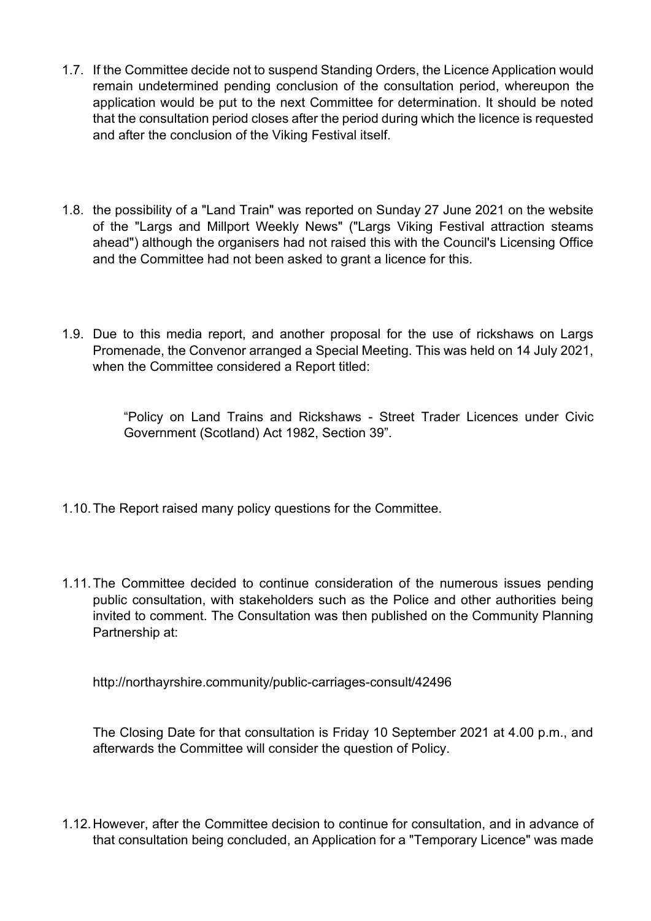1.7. If the Committee decide not to suspend Standing Orders, the Licence Application would remain undetermined pending conclusion of the consultation period, whereupon the application would be put to the next Committee for determination. It should be noted that the consultation period closes after the period during which the licence is requested and after the conclusion of the Viking Festival itself.

1.8. the possibility of a "Land Train" was reported on Sunday 27 June 2021 on the website of the "Largs and Millport Weekly News" ("Largs Viking Festival attraction steams ahead") although the organisers had not raised this with the Council's Licensing Office and the Committee had not been asked to grant a licence for this.

1.9. Due to this media report, and another proposal for the use of rickshaws on Largs Promenade, the Convenor arranged a Special Meeting. This was held on 14 July 2021, when the Committee considered a Report titled:

> "Policy on Land Trains and Rickshaws - Street Trader Licences under Civic Government (Scotland) Act 1982, Section 39".

1.10. The Report raised many policy questions for the Committee.

1.11. The Committee decided to continue consideration of the numerous issues pending public consultation, with stakeholders such as the Police and other authorities being invited to comment. The Consultation was then published on the Community Planning Partnership at:

http://northayrshire.community/public-carriages-consult/42496

The Closing Date for that consultation is Friday 10 September 2021 at 4.00 p.m., and afterwards the Committee will consider the question of Policy.

1.12. However, after the Committee decision to continue for consultation, and in advance of that consultation being concluded, an Application for a "Temporary Licence" was made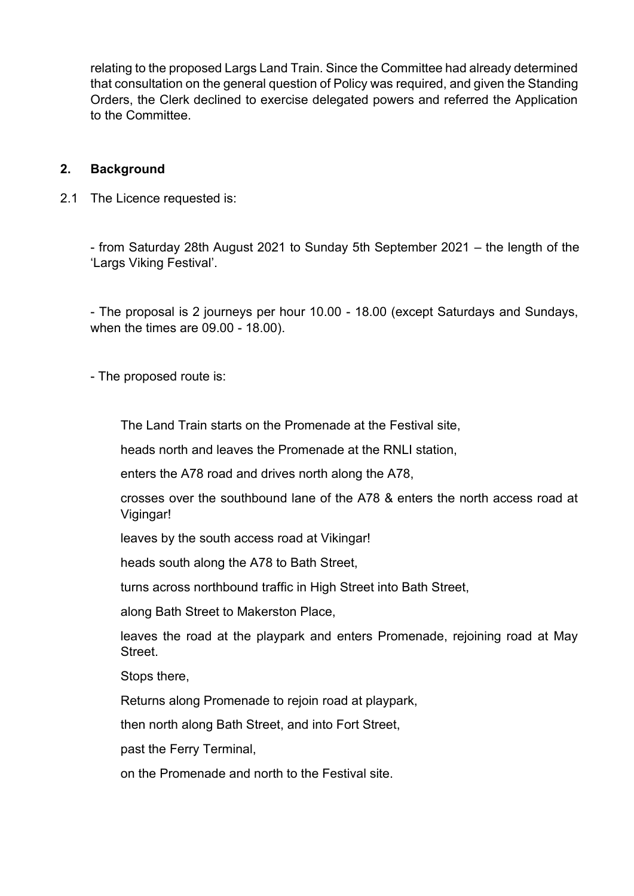relating to the proposed Largs Land Train. Since the Committee had already determined that consultation on the general question of Policy was required, and given the Standing Orders, the Clerk declined to exercise delegated powers and referred the Application to the Committee.

## 2. Background

2.1 The Licence requested is:

- from Saturday 28th August 2021 to Sunday 5th September 2021 – the length of the 'Largs Viking Festival'.

- The proposal is 2 journeys per hour 10.00 - 18.00 (except Saturdays and Sundays, when the times are 09.00 - 18.00).

- The proposed route is:

The Land Train starts on the Promenade at the Festival site,

heads north and leaves the Promenade at the RNLI station,

enters the A78 road and drives north along the A78,

crosses over the southbound lane of the A78 & enters the north access road at Vigingar!

leaves by the south access road at Vikingar!

heads south along the A78 to Bath Street,

turns across northbound traffic in High Street into Bath Street,

along Bath Street to Makerston Place,

leaves the road at the playpark and enters Promenade, rejoining road at May Street.

Stops there,

Returns along Promenade to rejoin road at playpark,

then north along Bath Street, and into Fort Street,

past the Ferry Terminal,

on the Promenade and north to the Festival site.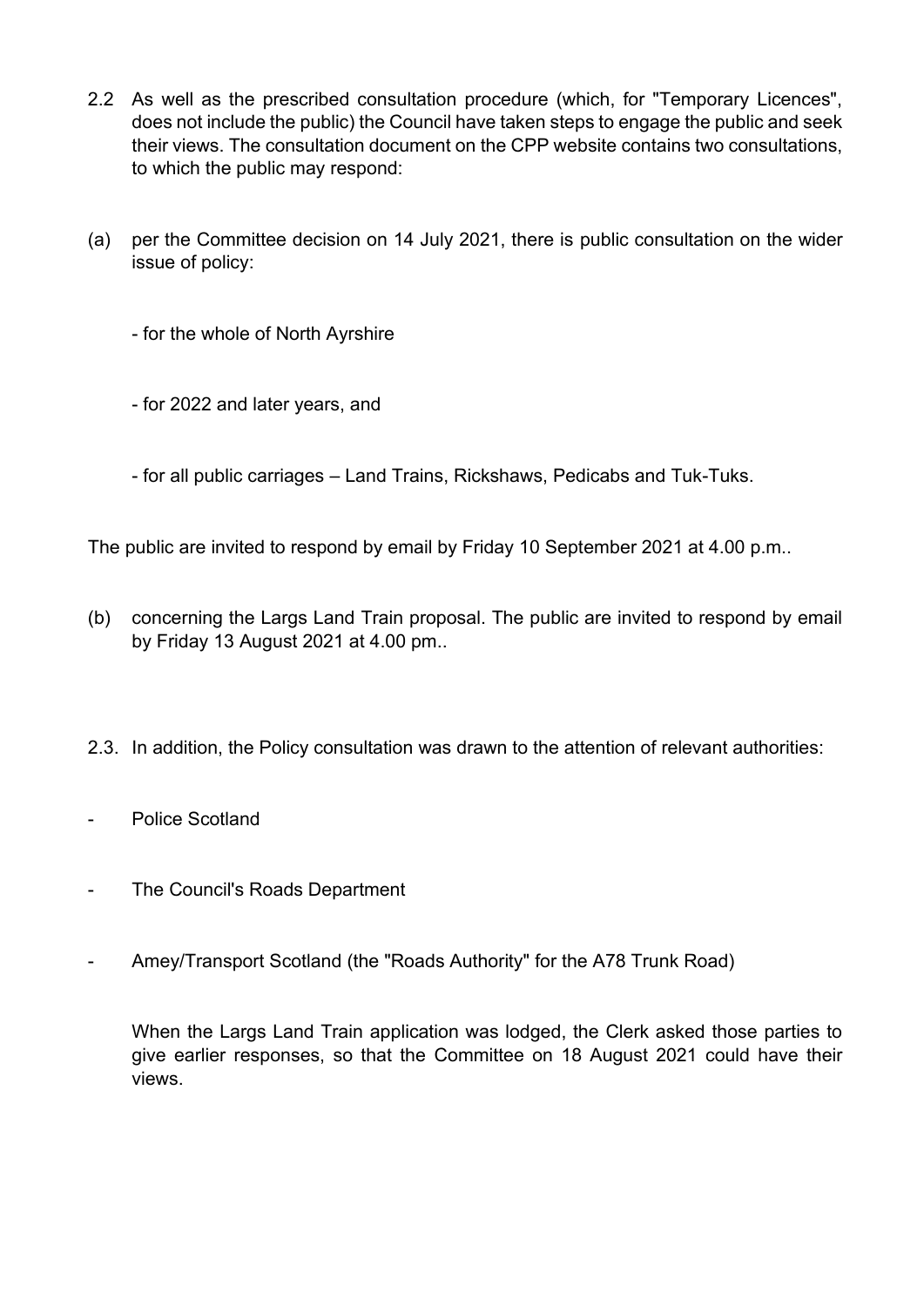2.2 As well as the prescribed consultation procedure (which, for "Temporary Licences", does not include the public) the Council have taken steps to engage the public and seek their views. The consultation document on the CPP website contains two consultations, to which the public may respond:

(a) per the Committee decision on 14 July 2021, there is public consultation on the wider issue of policy:

- for the whole of North Ayrshire

- for 2022 and later years, and

- for all public carriages – Land Trains, Rickshaws, Pedicabs and Tuk-Tuks.

The public are invited to respond by email by Friday 10 September 2021 at 4.00 p.m..

(b) concerning the Largs Land Train proposal. The public are invited to respond by email by Friday 13 August 2021 at 4.00 pm..

2.3. In addition, the Policy consultation was drawn to the attention of relevant authorities:

- Police Scotland

- The Council's Roads Department

- Amey/Transport Scotland (the "Roads Authority" for the A78 Trunk Road)

When the Largs Land Train application was lodged, the Clerk asked those parties to give earlier responses, so that the Committee on 18 August 2021 could have their views.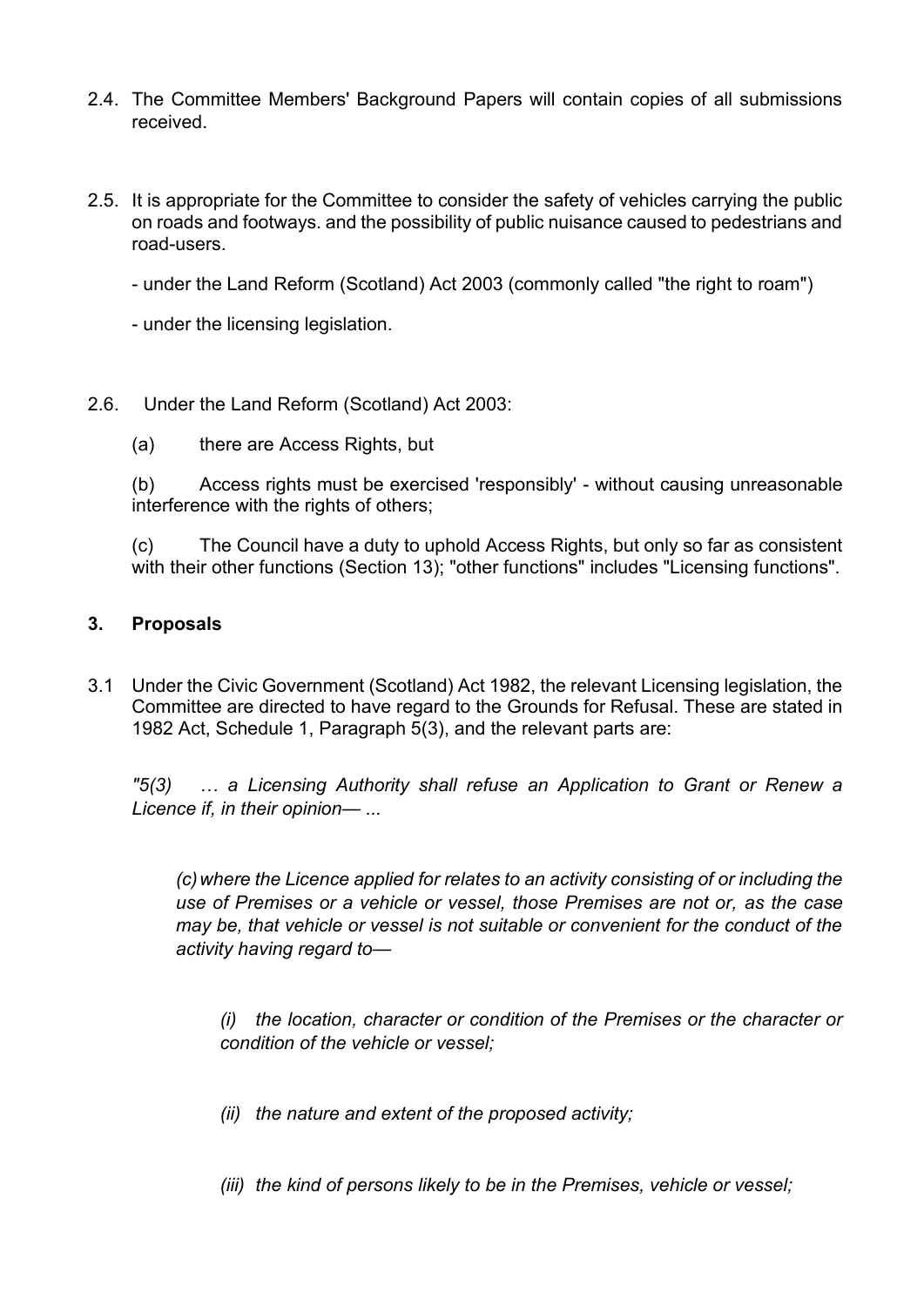2.4. The Committee Members' Background Papers will contain copies of all submissions received.

2.5. It is appropriate for the Committee to consider the safety of vehicles carrying the public on roads and footways. and the possibility of public nuisance caused to pedestrians and road-users.

- under the Land Reform (Scotland) Act 2003 (commonly called "the right to roam")

- under the licensing legislation.

2.6. Under the Land Reform (Scotland) Act 2003:

(a) there are Access Rights, but

(b) Access rights must be exercised 'responsibly' - without causing unreasonable interference with the rights of others;

(c) The Council have a duty to uphold Access Rights, but only so far as consistent with their other functions (Section 13); "other functions" includes "Licensing functions".

## 3. Proposals

3.1 Under the Civic Government (Scotland) Act 1982, the relevant Licensing legislation, the Committee are directed to have regard to the Grounds for Refusal. These are stated in 1982 Act, Schedule 1, Paragraph 5(3), and the relevant parts are:

*"5(3) … a Licensing Authority shall refuse an Application to Grant or Renew a Licence if, in their opinion— ...*

> *(c) where the Licence applied for relates to an activity consisting of or including the use of Premises or a vehicle or vessel, those Premises are not or, as the case may be, that vehicle or vessel is not suitable or convenient for the conduct of the activity having regard to—*
>
> > *(i) the location, character or condition of the Premises or the character or condition of the vehicle or vessel;*
> >
> > *(ii) the nature and extent of the proposed activity;*
> >
> > *(iii) the kind of persons likely to be in the Premises, vehicle or vessel;*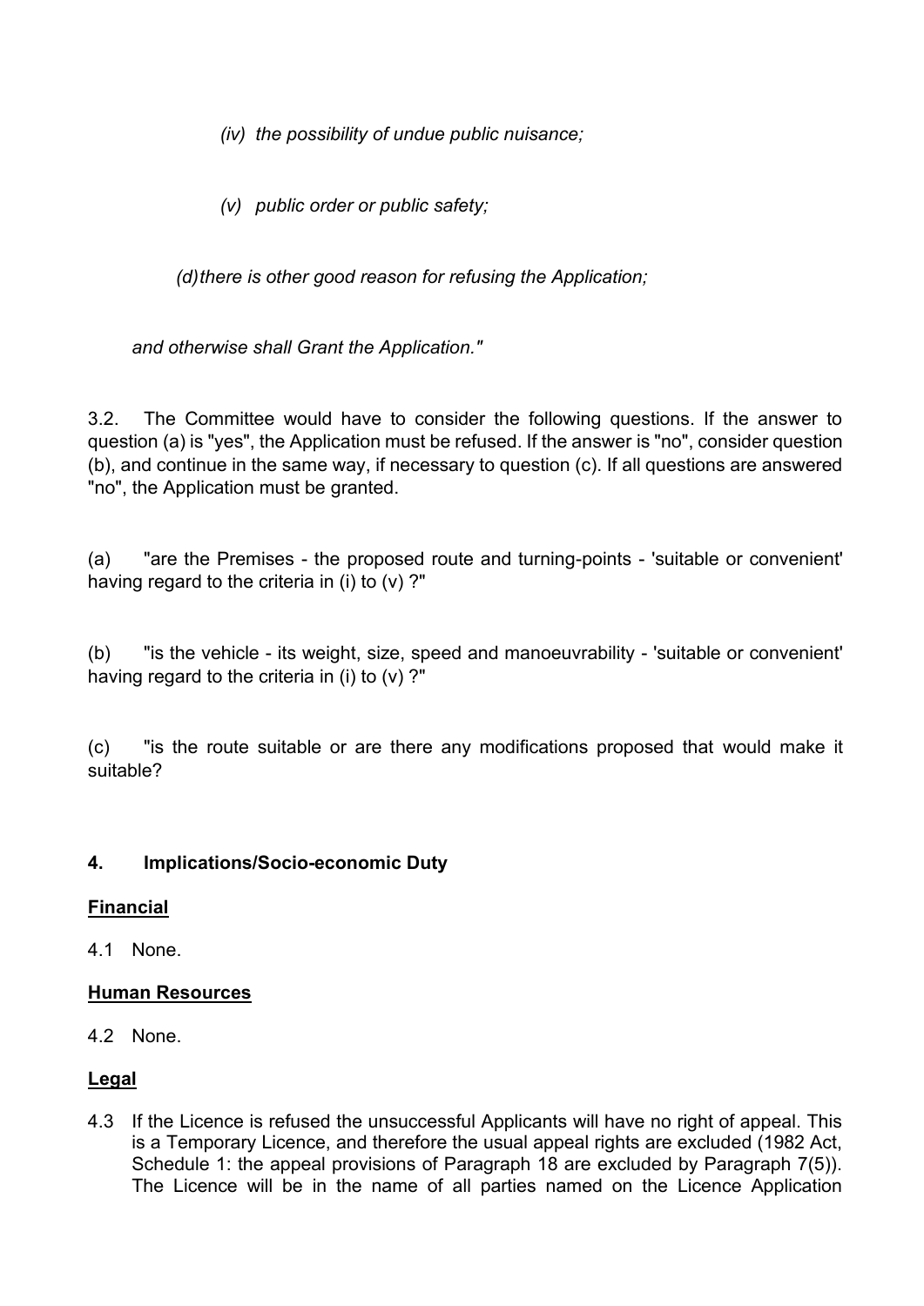*(iv) the possibility of undue public nuisance;*

*(v) public order or public safety;*

*(d) there is other good reason for refusing the Application;*

*and otherwise shall Grant the Application."*

3.2. The Committee would have to consider the following questions. If the answer to question (a) is "yes", the Application must be refused. If the answer is "no", consider question (b), and continue in the same way, if necessary to question (c). If all questions are answered "no", the Application must be granted.

(a) "are the Premises - the proposed route and turning-points - 'suitable or convenient' having regard to the criteria in (i) to (v) ?"

(b) "is the vehicle - its weight, size, speed and manoeuvrability - 'suitable or convenient' having regard to the criteria in (i) to (v) ?"

(c) "is the route suitable or are there any modifications proposed that would make it suitable?

## 4. Implications/Socio-economic Duty

**Financial**

4.1 None.

**Human Resources**

4.2 None.

**Legal**

4.3 If the Licence is refused the unsuccessful Applicants will have no right of appeal. This is a Temporary Licence, and therefore the usual appeal rights are excluded (1982 Act, Schedule 1: the appeal provisions of Paragraph 18 are excluded by Paragraph 7(5)). The Licence will be in the name of all parties named on the Licence Application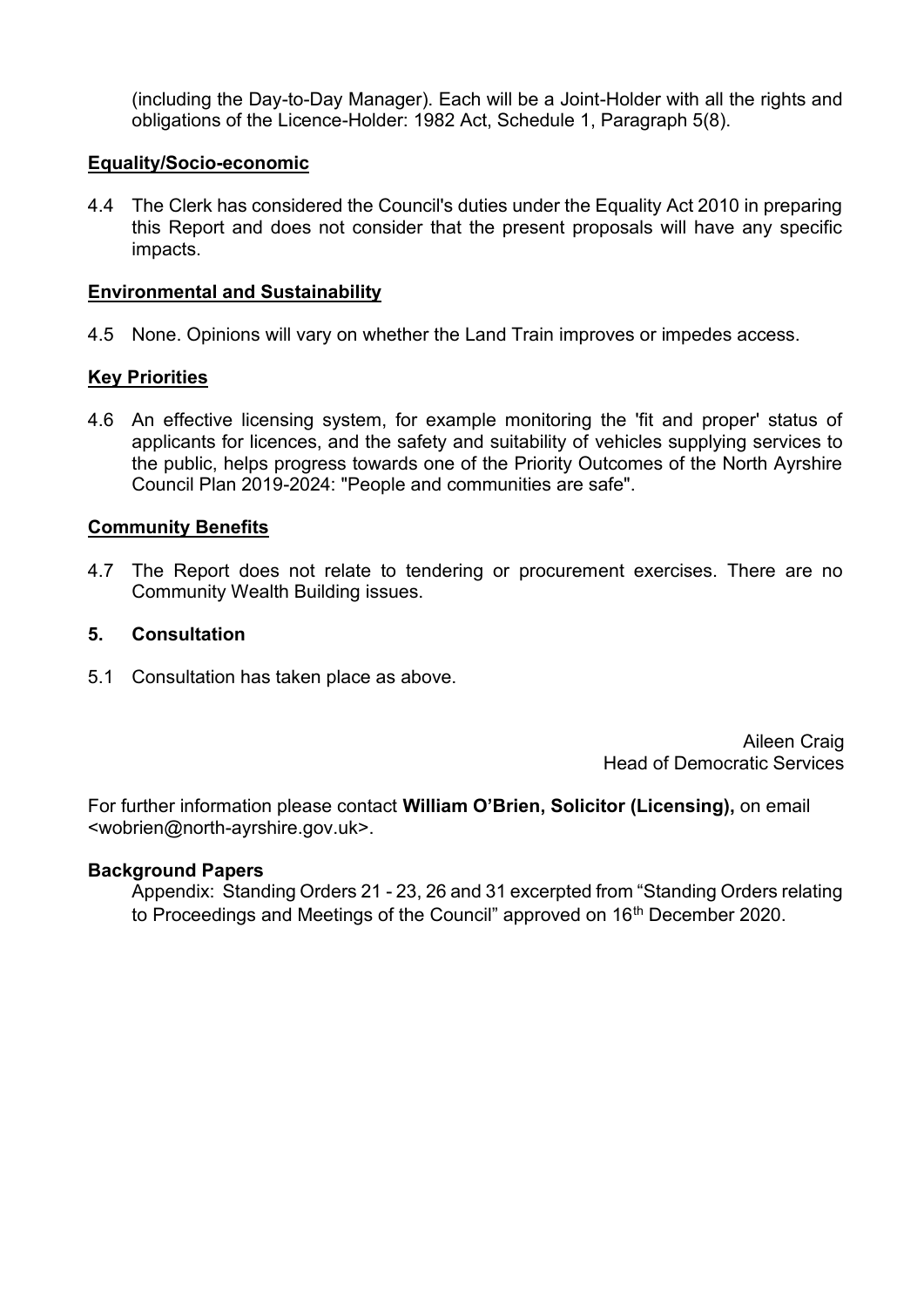(including the Day-to-Day Manager). Each will be a Joint-Holder with all the rights and obligations of the Licence-Holder: 1982 Act, Schedule 1, Paragraph 5(8).

**Equality/Socio-economic**

4.4 The Clerk has considered the Council's duties under the Equality Act 2010 in preparing this Report and does not consider that the present proposals will have any specific impacts.

**Environmental and Sustainability**

4.5 None. Opinions will vary on whether the Land Train improves or impedes access.

**Key Priorities**

4.6 An effective licensing system, for example monitoring the 'fit and proper' status of applicants for licences, and the safety and suitability of vehicles supplying services to the public, helps progress towards one of the Priority Outcomes of the North Ayrshire Council Plan 2019-2024: "People and communities are safe".

**Community Benefits**

4.7 The Report does not relate to tendering or procurement exercises. There are no Community Wealth Building issues.

## 5. Consultation

5.1 Consultation has taken place as above.

Aileen Craig
Head of Democratic Services

For further information please contact **William O'Brien, Solicitor (Licensing),** on email <wobrien@north-ayrshire.gov.uk>.

**Background Papers**

Appendix: Standing Orders 21 - 23, 26 and 31 excerpted from "Standing Orders relating to Proceedings and Meetings of the Council" approved on 16th December 2020.